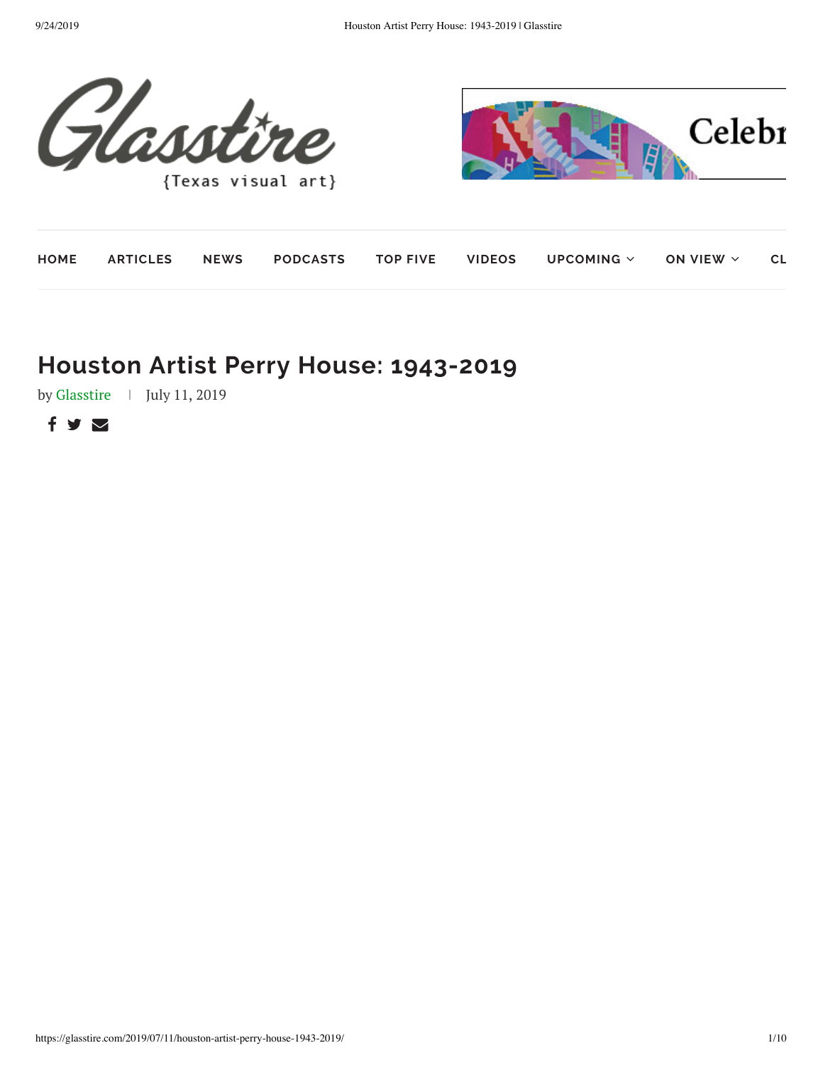Glasstire

{Texas visual art}

HOME ARTICLES NEWS PODCASTS TOP FIVE VIDEOS UPCOMING ON VIEW CL

# Houston Artist Perry House: 1943-2019

by Glasstire | July 11, 2019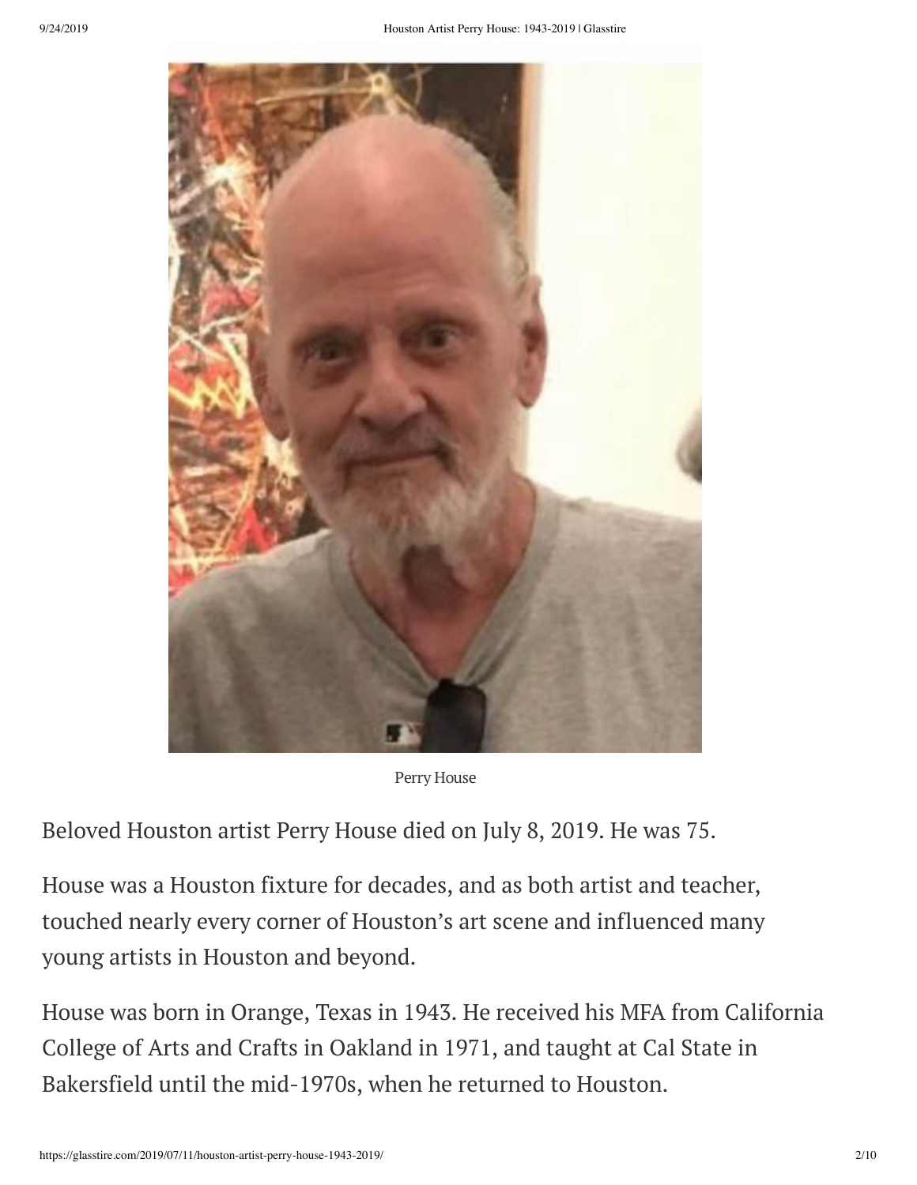Perry House

Beloved Houston artist Perry House died on July 8, 2019. He was 75.

House was a Houston fixture for decades, and as both artist and teacher, touched nearly every corner of Houston's art scene and influenced many young artists in Houston and beyond.

House was born in Orange, Texas in 1943. He received his MFA from California College of Arts and Crafts in Oakland in 1971, and taught at Cal State in Bakersfield until the mid-1970s, when he returned to Houston.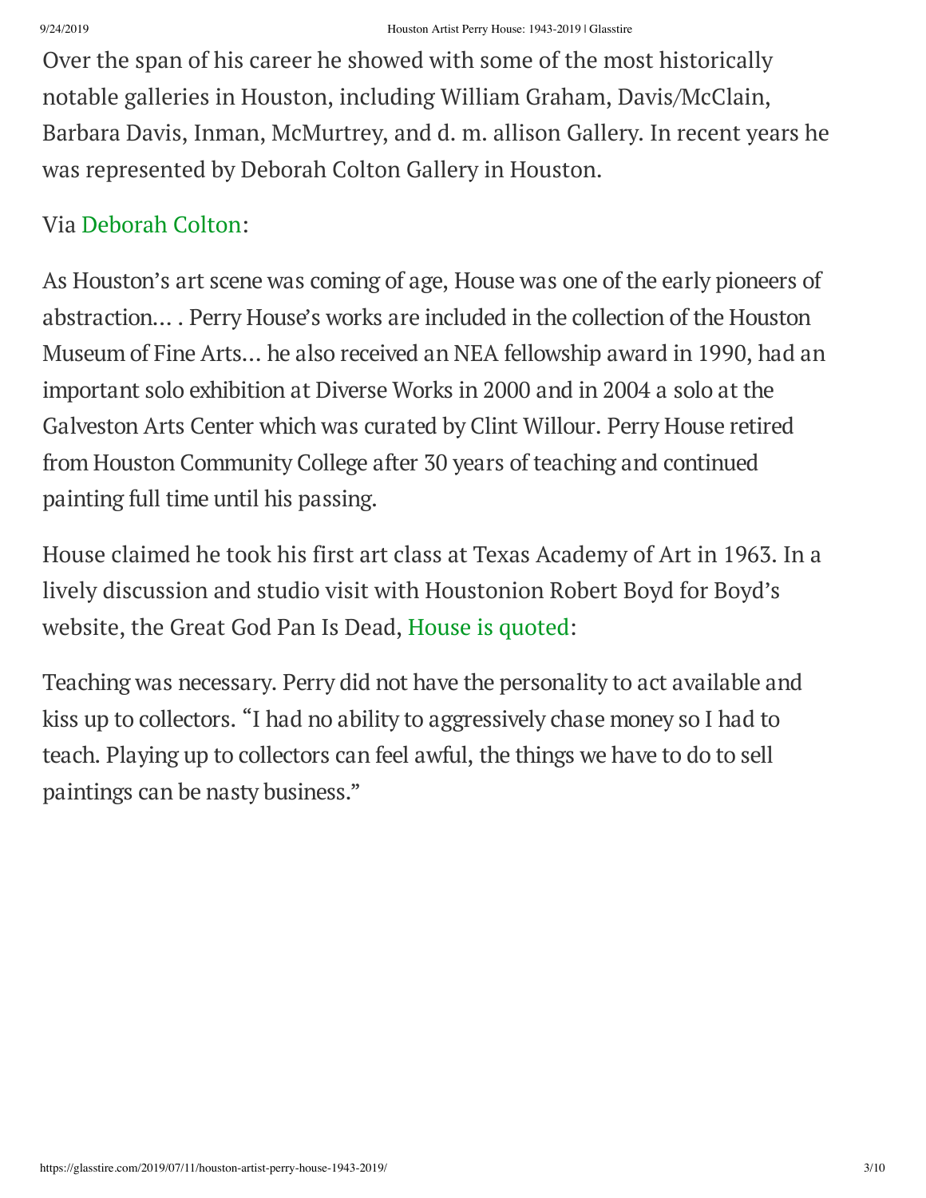Over the span of his career he showed with some of the most historically notable galleries in Houston, including William Graham, Davis/McClain, Barbara Davis, Inman, McMurtrey, and d. m. allison Gallery. In recent years he was represented by Deborah Colton Gallery in Houston.

Via Deborah Colton:

As Houston's art scene was coming of age, House was one of the early pioneers of abstraction… . Perry House's works are included in the collection of the Houston Museum of Fine Arts… he also received an NEA fellowship award in 1990, had an important solo exhibition at Diverse Works in 2000 and in 2004 a solo at the Galveston Arts Center which was curated by Clint Willour. Perry House retired from Houston Community College after 30 years of teaching and continued painting full time until his passing.

House claimed he took his first art class at Texas Academy of Art in 1963. In a lively discussion and studio visit with Houstonion Robert Boyd for Boyd's website, the Great God Pan Is Dead, House is quoted:

Teaching was necessary. Perry did not have the personality to act available and kiss up to collectors. "I had no ability to aggressively chase money so I had to teach. Playing up to collectors can feel awful, the things we have to do to sell paintings can be nasty business."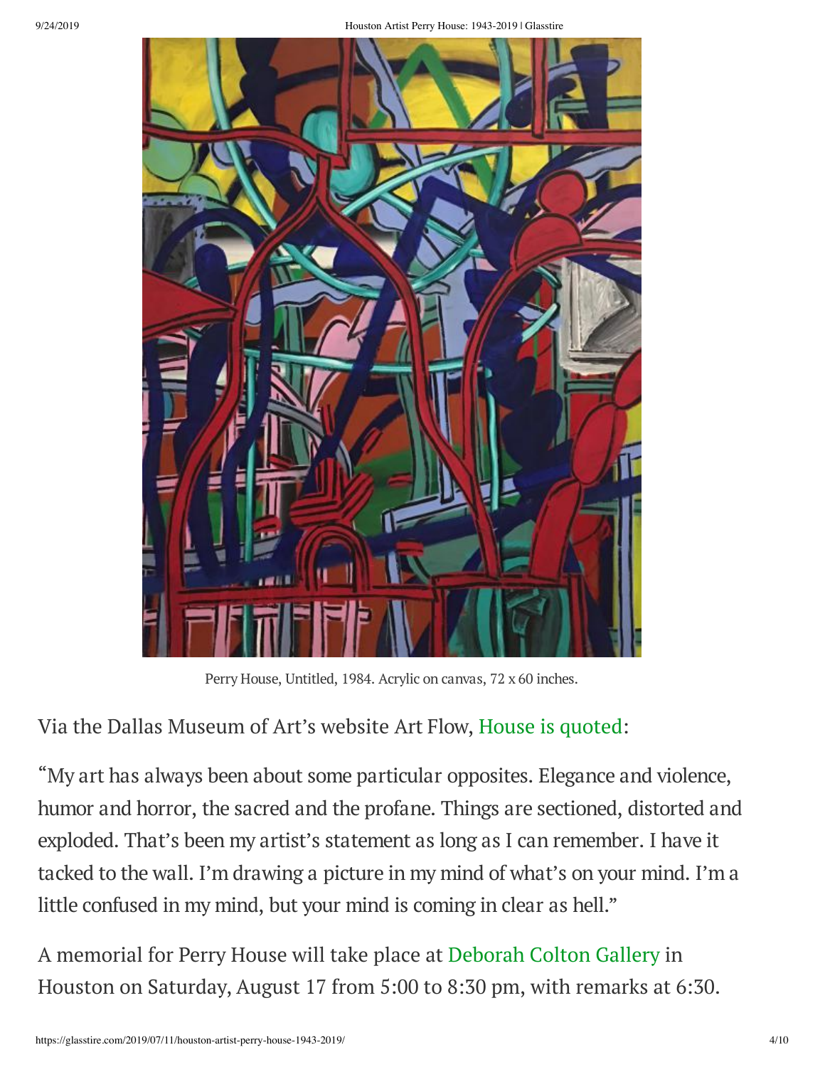Perry House, Untitled, 1984. Acrylic on canvas, 72 x 60 inches.

Via the Dallas Museum of Art's website Art Flow, House is quoted:

"My art has always been about some particular opposites. Elegance and violence, humor and horror, the sacred and the profane. Things are sectioned, distorted and exploded. That's been my artist's statement as long as I can remember. I have it tacked to the wall. I'm drawing a picture in my mind of what's on your mind. I'm a little confused in my mind, but your mind is coming in clear as hell."

A memorial for Perry House will take place at Deborah Colton Gallery in Houston on Saturday, August 17 from 5:00 to 8:30 pm, with remarks at 6:30.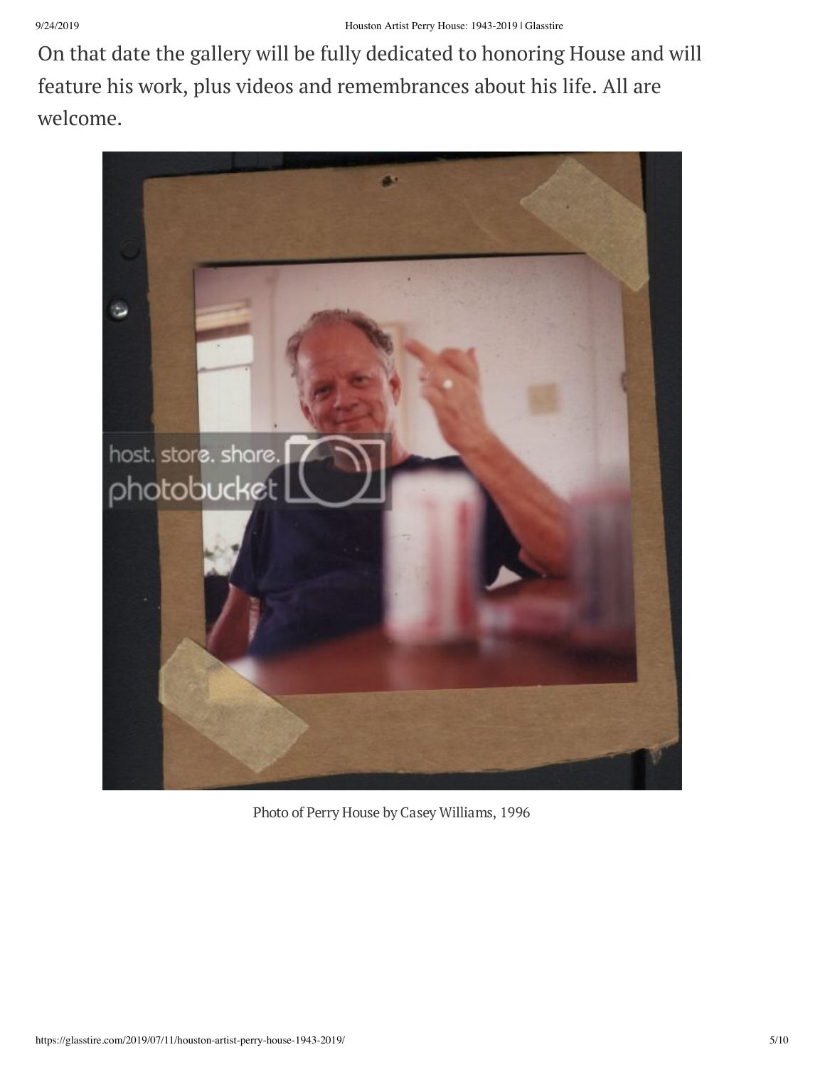On that date the gallery will be fully dedicated to honoring House and will feature his work, plus videos and remembrances about his life. All are welcome.

Photo of Perry House by Casey Williams, 1996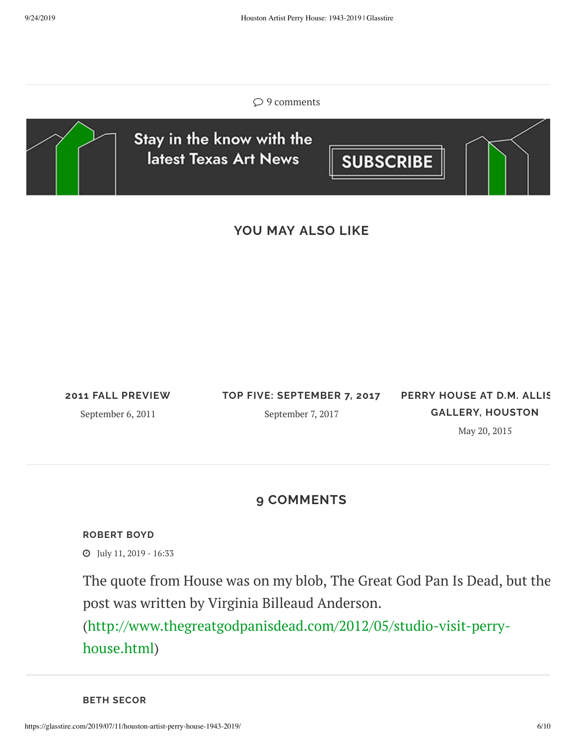9 comments

Stay in the know with the latest Texas Art News

SUBSCRIBE

## YOU MAY ALSO LIKE

**2011 FALL PREVIEW**

September 6, 2011

**TOP FIVE: SEPTEMBER 7, 2017**

September 7, 2017

**PERRY HOUSE AT D.M. ALLIS GALLERY, HOUSTON**

May 20, 2015

## 9 COMMENTS

**ROBERT BOYD**

July 11, 2019 - 16:33

The quote from House was on my blob, The Great God Pan Is Dead, but the post was written by Virginia Billeaud Anderson. (http://www.thegreatgodpanisdead.com/2012/05/studio-visit-perry-house.html)

**BETH SECOR**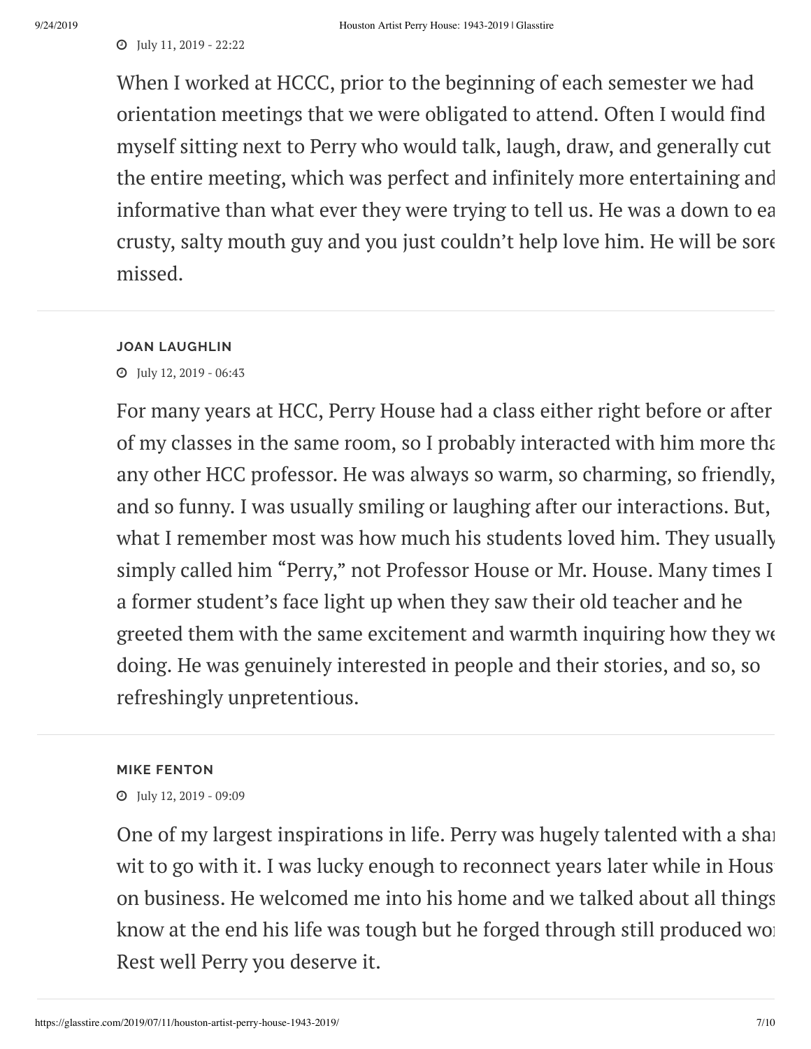July 11, 2019 - 22:22

When I worked at HCCC, prior to the beginning of each semester we had orientation meetings that we were obligated to attend. Often I would find myself sitting next to Perry who would talk, laugh, draw, and generally cut the entire meeting, which was perfect and infinitely more entertaining and informative than what ever they were trying to tell us. He was a down to ea crusty, salty mouth guy and you just couldn't help love him. He will be sore missed.

---

**JOAN LAUGHLIN**

July 12, 2019 - 06:43

For many years at HCC, Perry House had a class either right before or after of my classes in the same room, so I probably interacted with him more tha any other HCC professor. He was always so warm, so charming, so friendly, and so funny. I was usually smiling or laughing after our interactions. But, what I remember most was how much his students loved him. They usually simply called him "Perry," not Professor House or Mr. House. Many times I a former student's face light up when they saw their old teacher and he greeted them with the same excitement and warmth inquiring how they we doing. He was genuinely interested in people and their stories, and so, so refreshingly unpretentious.

---

**MIKE FENTON**

July 12, 2019 - 09:09

One of my largest inspirations in life. Perry was hugely talented with a shar wit to go with it. I was lucky enough to reconnect years later while in Hous on business. He welcomed me into his home and we talked about all things know at the end his life was tough but he forged through still produced wor Rest well Perry you deserve it.

---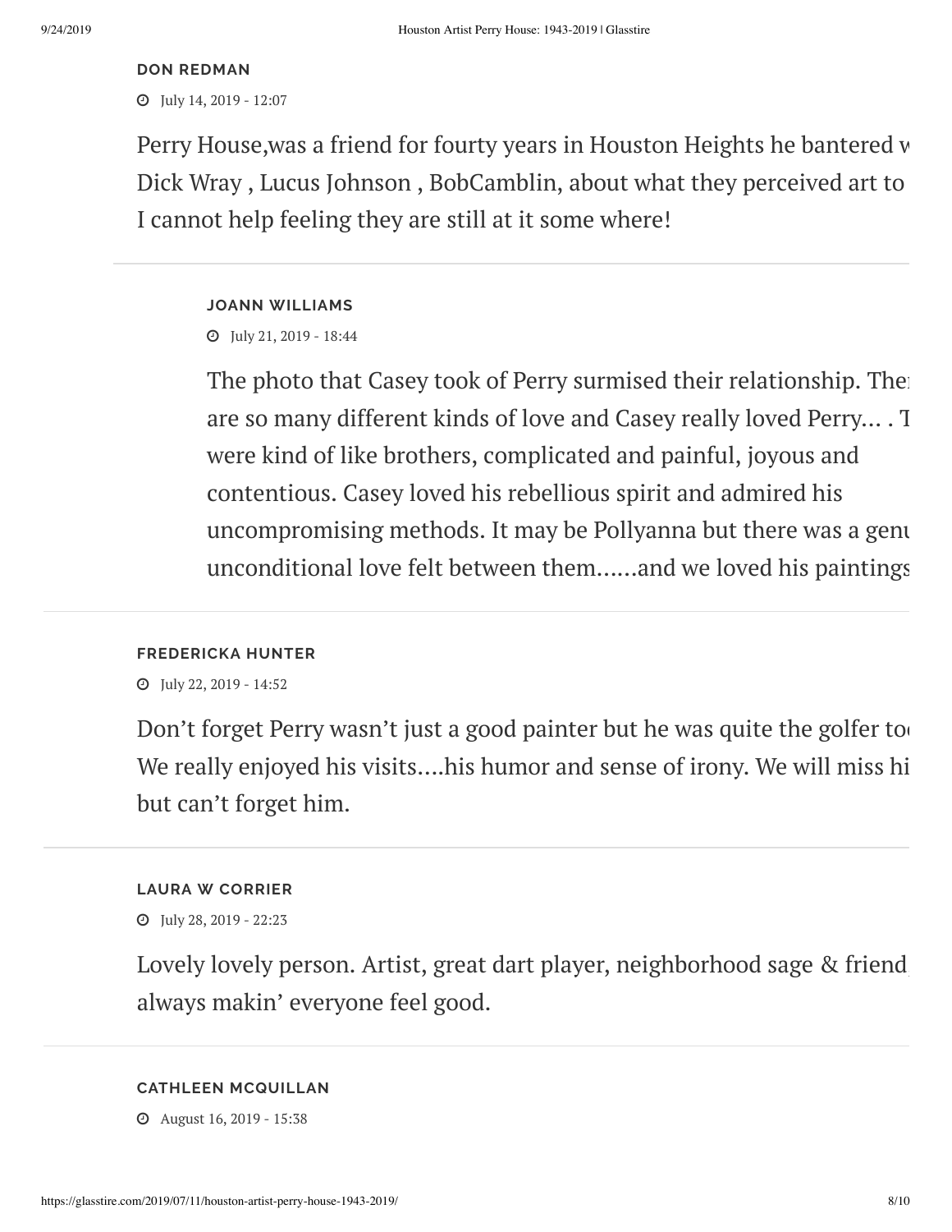**DON REDMAN**

July 14, 2019 - 12:07

Perry House,was a friend for fourty years in Houston Heights he bantered w
Dick Wray , Lucus Johnson , BobCamblin, about what they perceived art to
I cannot help feeling they are still at it some where!

**JOANN WILLIAMS**

July 21, 2019 - 18:44

The photo that Casey took of Perry surmised their relationship. The
are so many different kinds of love and Casey really loved Perry… . T
were kind of like brothers, complicated and painful, joyous and
contentious. Casey loved his rebellious spirit and admired his
uncompromising methods. It may be Pollyanna but there was a genu
unconditional love felt between them……and we loved his paintings

**FREDERICKA HUNTER**

July 22, 2019 - 14:52

Don't forget Perry wasn't just a good painter but he was quite the golfer to
We really enjoyed his visits….his humor and sense of irony. We will miss hi
but can't forget him.

**LAURA W CORRIER**

July 28, 2019 - 22:23

Lovely lovely person. Artist, great dart player, neighborhood sage & friend
always makin' everyone feel good.

**CATHLEEN MCQUILLAN**

August 16, 2019 - 15:38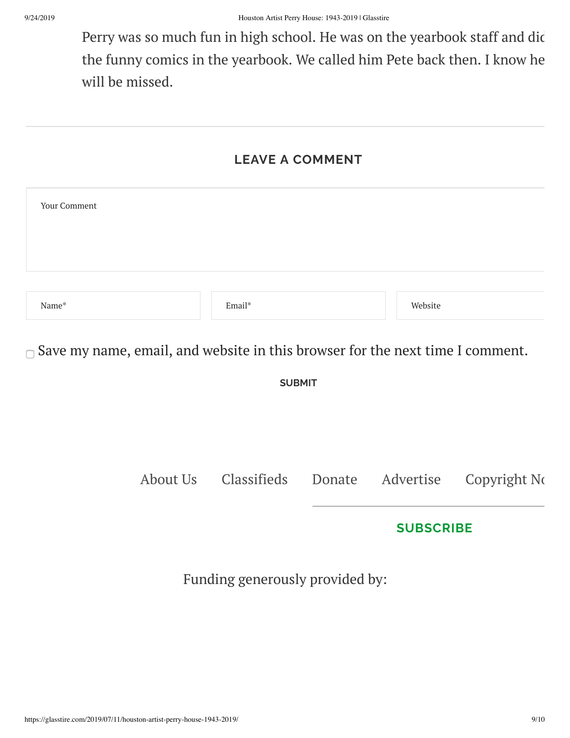Perry was so much fun in high school. He was on the yearbook staff and did the funny comics in the yearbook. We called him Pete back then. I know he will be missed.

---

## LEAVE A COMMENT

Your Comment

Name*

Email*

Website

Save my name, email, and website in this browser for the next time I comment.

SUBMIT

About Us Classifieds Donate Advertise Copyright No

**SUBSCRIBE**

Funding generously provided by: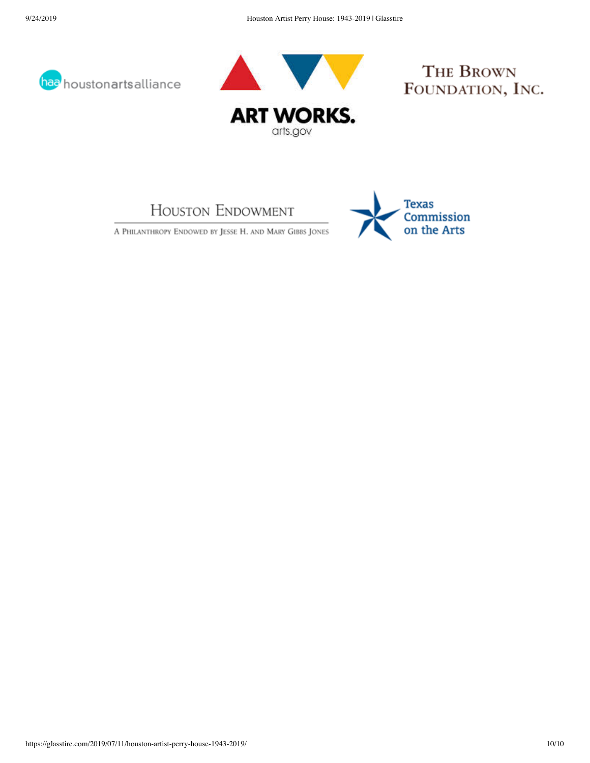houstonartsalliance

ART WORKS.
arts.gov

THE BROWN FOUNDATION, INC.

HOUSTON ENDOWMENT
A PHILANTHROPY ENDOWED BY JESSE H. AND MARY GIBBS JONES

Texas Commission on the Arts